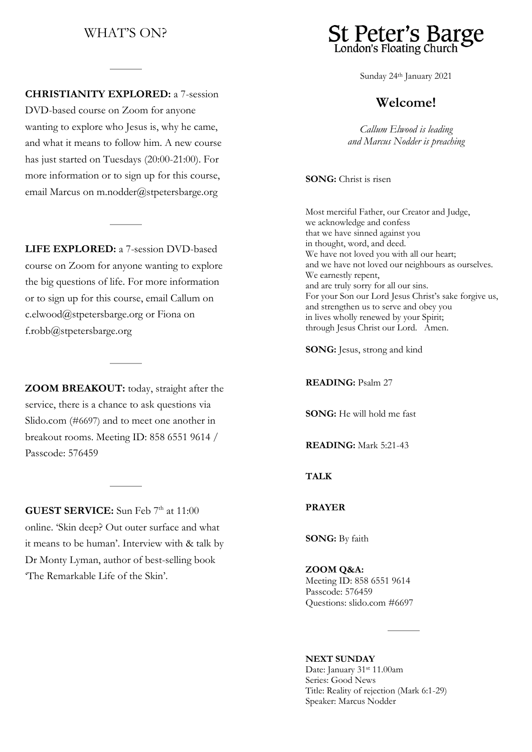# St Peter's Barge

London's Floating Church

Sunday 24th January 2021

## Welcome!

*Callum Elwood is leading and Marcus Nodder is preaching*

**SONG:** Christ is risen

Most merciful Father, our Creator and Judge,
we acknowledge and confess
that we have sinned against you
in thought, word, and deed.
We have not loved you with all our heart;
and we have not loved our neighbours as ourselves.
We earnestly repent,
and are truly sorry for all our sins.
For your Son our Lord Jesus Christ's sake forgive us,
and strengthen us to serve and obey you
in lives wholly renewed by your Spirit;
through Jesus Christ our Lord. Amen.

**SONG:** Jesus, strong and kind

**READING:** Psalm 27

**SONG:** He will hold me fast

**READING:** Mark 5:21-43

**TALK**

**PRAYER**

**SONG:** By faith

**ZOOM Q&A:**
Meeting ID: 858 6551 9614
Passcode: 576459
Questions: slido.com #6697

---

**NEXT SUNDAY**
Date: January 31st 11.00am
Series: Good News
Title: Reality of rejection (Mark 6:1-29)
Speaker: Marcus Nodder

---

## WHAT'S ON?

---

**CHRISTIANITY EXPLORED:** a 7-session DVD-based course on Zoom for anyone wanting to explore who Jesus is, why he came, and what it means to follow him. A new course has just started on Tuesdays (20:00-21:00). For more information or to sign up for this course, email Marcus on m.nodder@stpetersbarge.org

---

**LIFE EXPLORED:** a 7-session DVD-based course on Zoom for anyone wanting to explore the big questions of life. For more information or to sign up for this course, email Callum on c.elwood@stpetersbarge.org or Fiona on f.robb@stpetersbarge.org

---

**ZOOM BREAKOUT:** today, straight after the service, there is a chance to ask questions via Slido.com (#6697) and to meet one another in breakout rooms. Meeting ID: 858 6551 9614 / Passcode: 576459

---

**GUEST SERVICE:** Sun Feb 7th at 11:00 online. 'Skin deep? Out outer surface and what it means to be human'. Interview with & talk by Dr Monty Lyman, author of best-selling book 'The Remarkable Life of the Skin'.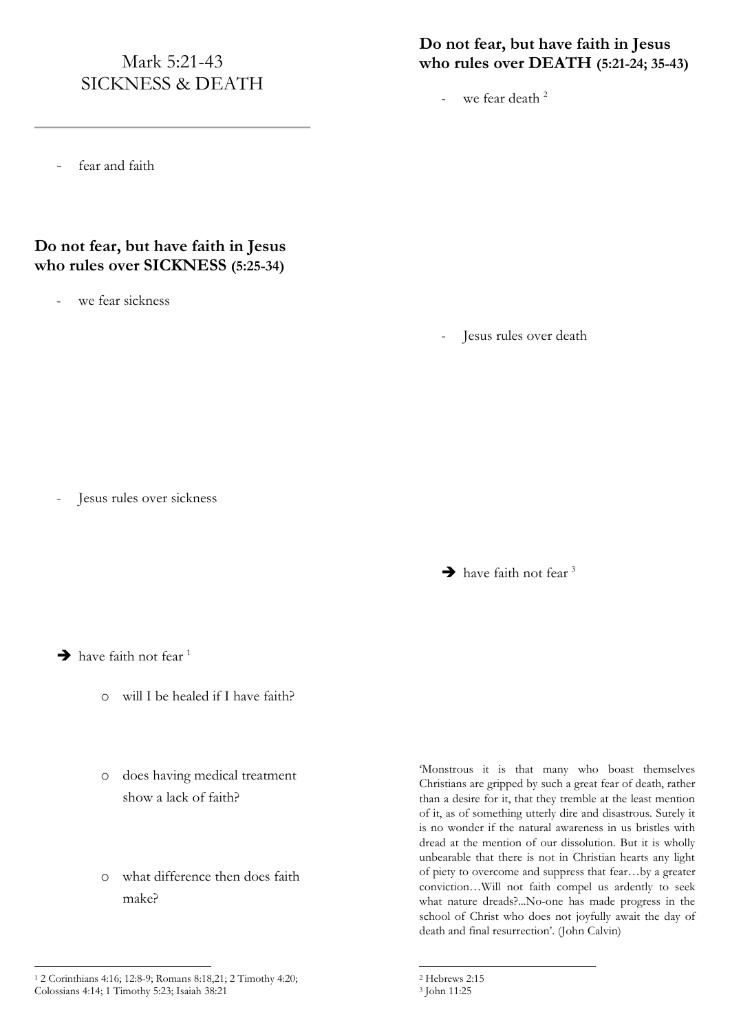# Mark 5:21-43
# SICKNESS & DEATH

- fear and faith

## Do not fear, but have faith in Jesus who rules over SICKNESS (5:25-34)

- we fear sickness

- Jesus rules over sickness

➔ have faith not fear [1]

- will I be healed if I have faith?

- does having medical treatment show a lack of faith?

- what difference then does faith make?

## Do not fear, but have faith in Jesus who rules over DEATH (5:21-24; 35-43)

- we fear death [2]

- Jesus rules over death

➔ have faith not fear [3]

'Monstrous it is that many who boast themselves Christians are gripped by such a great fear of death, rather than a desire for it, that they tremble at the least mention of it, as of something utterly dire and disastrous. Surely it is no wonder if the natural awareness in us bristles with dread at the mention of our dissolution. But it is wholly unbearable that there is not in Christian hearts any light of piety to overcome and suppress that fear…by a greater conviction…Will not faith compel us ardently to seek what nature dreads?...No-one has made progress in the school of Christ who does not joyfully await the day of death and final resurrection'. (John Calvin)

---

[1] 2 Corinthians 4:16; 12:8-9; Romans 8:18,21; 2 Timothy 4:20; Colossians 4:14; 1 Timothy 5:23; Isaiah 38:21

[2] Hebrews 2:15

[3] John 11:25